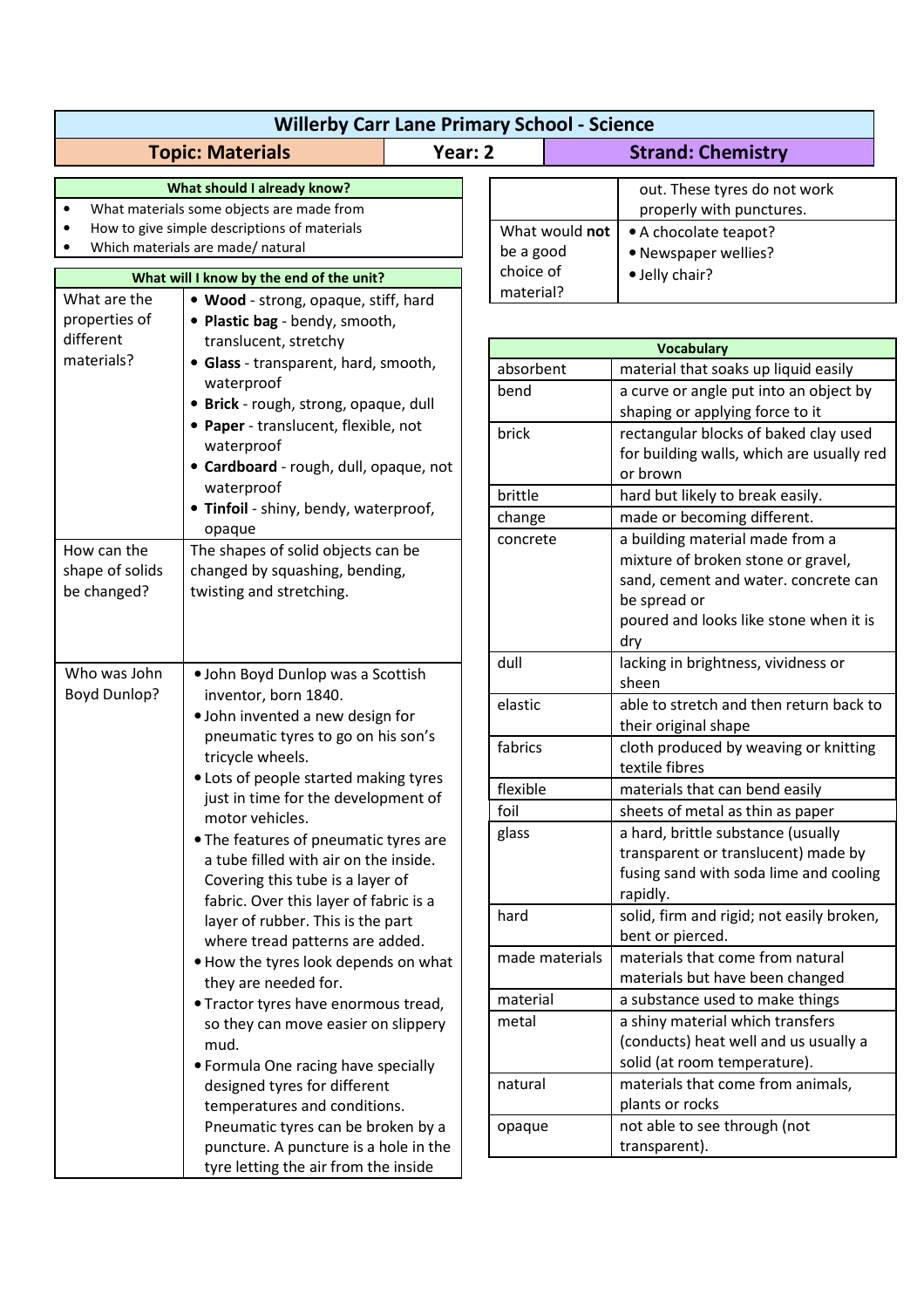# Willerby Carr Lane Primary School - Science

| Topic: Materials | Year: 2 | Strand: Chemistry |
|---|---|---|

## What should I already know?

- What materials some objects are made from
- How to give simple descriptions of materials
- Which materials are made/ natural

## What will I know by the end of the unit?

| | |
|---|---|
| What are the properties of different materials? | • **Wood** - strong, opaque, stiff, hard<br>• **Plastic bag** - bendy, smooth, translucent, stretchy<br>• **Glass** - transparent, hard, smooth, waterproof<br>• **Brick** - rough, strong, opaque, dull<br>• **Paper** - translucent, flexible, not waterproof<br>• **Cardboard** - rough, dull, opaque, not waterproof<br>• **Tinfoil** - shiny, bendy, waterproof, opaque |
| How can the shape of solids be changed? | The shapes of solid objects can be changed by squashing, bending, twisting and stretching. |
| Who was John Boyd Dunlop? | • John Boyd Dunlop was a Scottish inventor, born 1840.<br>• John invented a new design for pneumatic tyres to go on his son's tricycle wheels.<br>• Lots of people started making tyres just in time for the development of motor vehicles.<br>• The features of pneumatic tyres are a tube filled with air on the inside. Covering this tube is a layer of fabric. Over this layer of fabric is a layer of rubber. This is the part where tread patterns are added.<br>• How the tyres look depends on what they are needed for.<br>• Tractor tyres have enormous tread, so they can move easier on slippery mud.<br>• Formula One racing have specially designed tyres for different temperatures and conditions. Pneumatic tyres can be broken by a puncture. A puncture is a hole in the tyre letting the air from the inside out. These tyres do not work properly with punctures. |
| What would **not** be a good choice of material? | • A chocolate teapot?<br>• Newspaper wellies?<br>• Jelly chair? |

## Vocabulary

| | |
|---|---|
| absorbent | material that soaks up liquid easily |
| bend | a curve or angle put into an object by shaping or applying force to it |
| brick | rectangular blocks of baked clay used for building walls, which are usually red or brown |
| brittle | hard but likely to break easily. |
| change | made or becoming different. |
| concrete | a building material made from a mixture of broken stone or gravel, sand, cement and water. concrete can be spread or poured and looks like stone when it is dry |
| dull | lacking in brightness, vividness or sheen |
| elastic | able to stretch and then return back to their original shape |
| fabrics | cloth produced by weaving or knitting textile fibres |
| flexible | materials that can bend easily |
| foil | sheets of metal as thin as paper |
| glass | a hard, brittle substance (usually transparent or translucent) made by fusing sand with soda lime and cooling rapidly. |
| hard | solid, firm and rigid; not easily broken, bent or pierced. |
| made materials | materials that come from natural materials but have been changed |
| material | a substance used to make things |
| metal | a shiny material which transfers (conducts) heat well and us usually a solid (at room temperature). |
| natural | materials that come from animals, plants or rocks |
| opaque | not able to see through (not transparent). |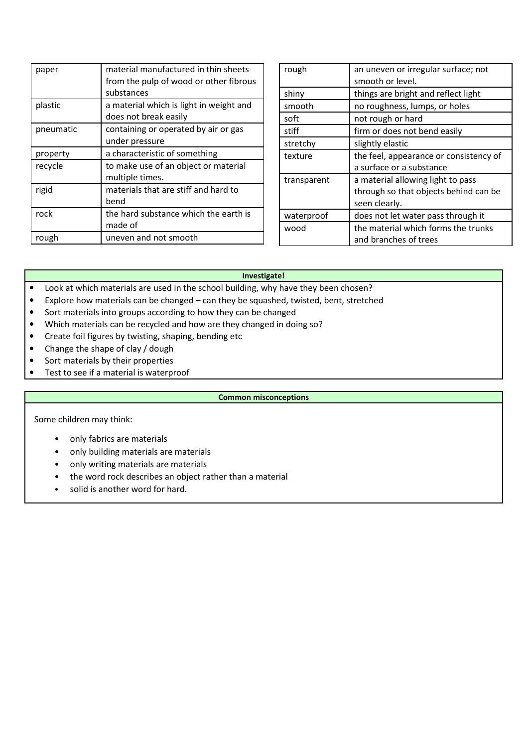| paper | material manufactured in thin sheets from the pulp of wood or other fibrous substances |
|---|---|
| plastic | a material which is light in weight and does not break easily |
| pneumatic | containing or operated by air or gas under pressure |
| property | a characteristic of something |
| recycle | to make use of an object or material multiple times. |
| rigid | materials that are stiff and hard to bend |
| rock | the hard substance which the earth is made of |
| rough | uneven and not smooth |

| rough | an uneven or irregular surface; not smooth or level. |
|---|---|
| shiny | things are bright and reflect light |
| smooth | no roughness, lumps, or holes |
| soft | not rough or hard |
| stiff | firm or does not bend easily |
| stretchy | slightly elastic |
| texture | the feel, appearance or consistency of a surface or a substance |
| transparent | a material allowing light to pass through so that objects behind can be seen clearly. |
| waterproof | does not let water pass through it |
| wood | the material which forms the trunks and branches of trees |

**Investigate!**

- Look at which materials are used in the school building, why have they been chosen?
- Explore how materials can be changed – can they be squashed, twisted, bent, stretched
- Sort materials into groups according to how they can be changed
- Which materials can be recycled and how are they changed in doing so?
- Create foil figures by twisting, shaping, bending etc
- Change the shape of clay / dough
- Sort materials by their properties
- Test to see if a material is waterproof

**Common misconceptions**

Some children may think:

- only fabrics are materials
- only building materials are materials
- only writing materials are materials
- the word rock describes an object rather than a material
- solid is another word for hard.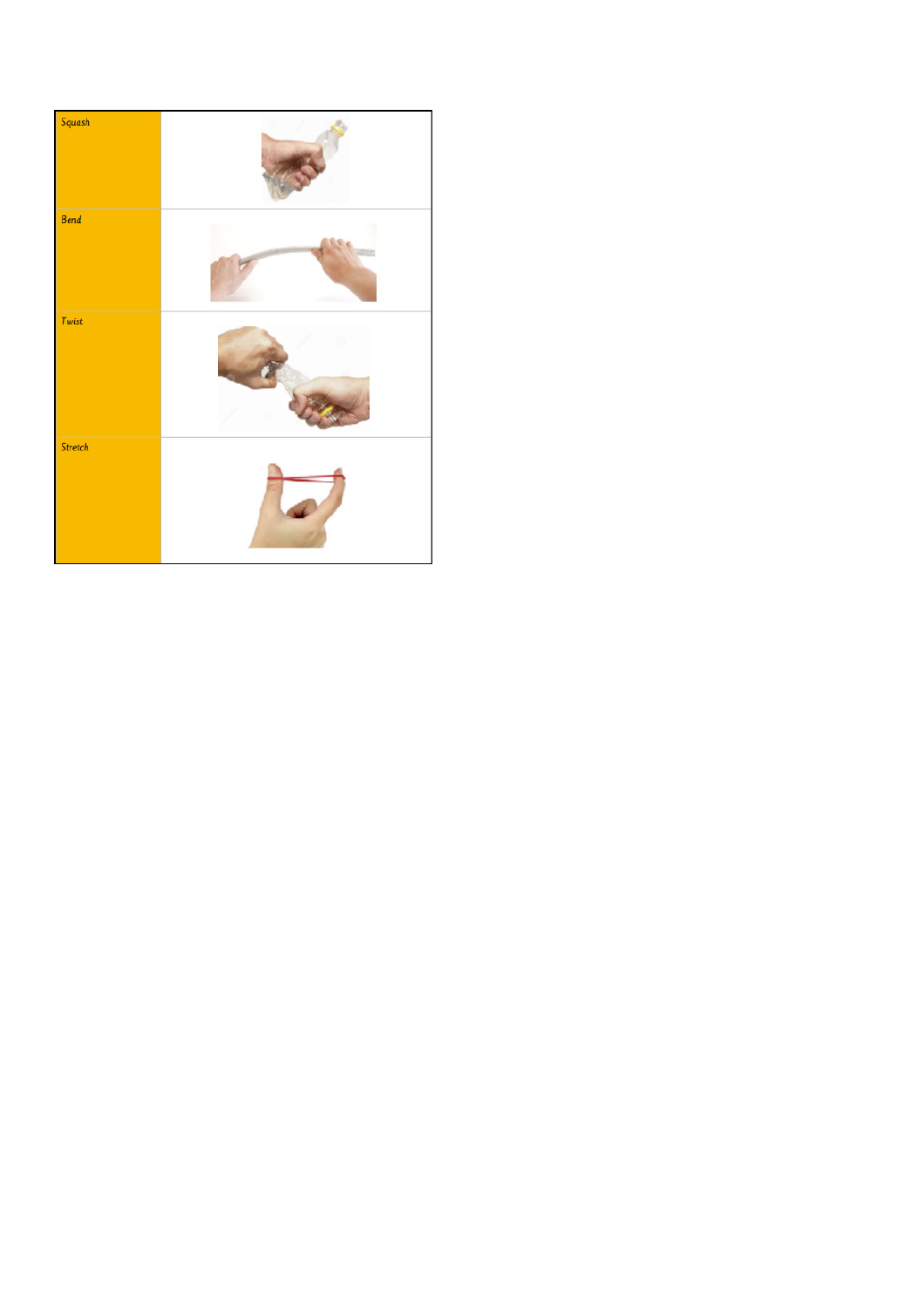| | |
|---|---|
| Squash | |
| Bend | |
| Twist | |
| Stretch | |